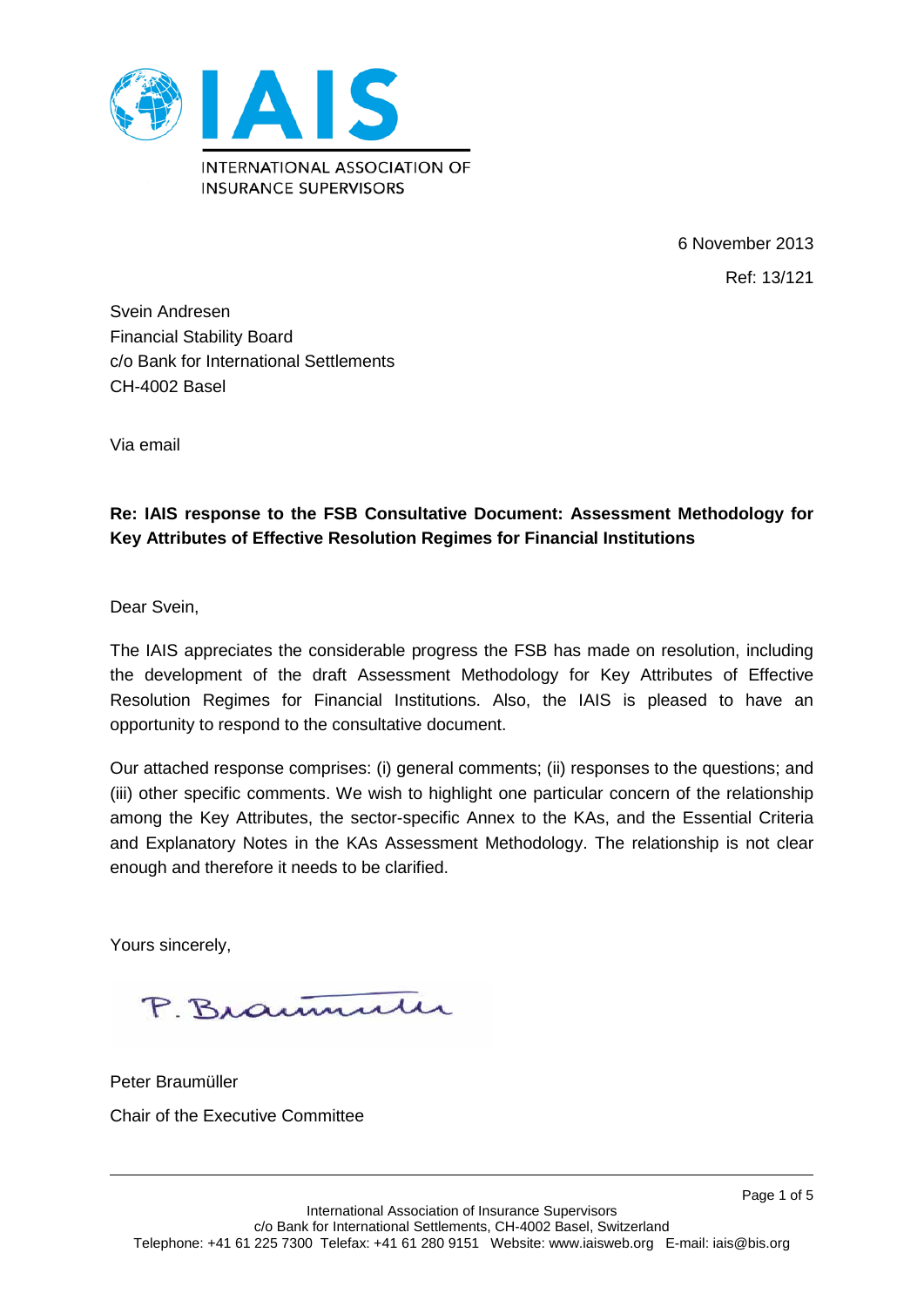**IAIS**

INTERNATIONAL ASSOCIATION OF INSURANCE SUPERVISORS

6 November 2013

Ref: 13/121

Svein Andresen
Financial Stability Board
c/o Bank for International Settlements
CH-4002 Basel

Via email

**Re: IAIS response to the FSB Consultative Document: Assessment Methodology for Key Attributes of Effective Resolution Regimes for Financial Institutions**

Dear Svein,

The IAIS appreciates the considerable progress the FSB has made on resolution, including the development of the draft Assessment Methodology for Key Attributes of Effective Resolution Regimes for Financial Institutions. Also, the IAIS is pleased to have an opportunity to respond to the consultative document.

Our attached response comprises: (i) general comments; (ii) responses to the questions; and (iii) other specific comments. We wish to highlight one particular concern of the relationship among the Key Attributes, the sector-specific Annex to the KAs, and the Essential Criteria and Explanatory Notes in the KAs Assessment Methodology. The relationship is not clear enough and therefore it needs to be clarified.

Yours sincerely,

P. Braumüller

Peter Braumüller

Chair of the Executive Committee

International Association of Insurance Supervisors
c/o Bank for International Settlements, CH-4002 Basel, Switzerland
Telephone: +41 61 225 7300 Telefax: +41 61 280 9151 Website: www.iaisweb.org E-mail: iais@bis.org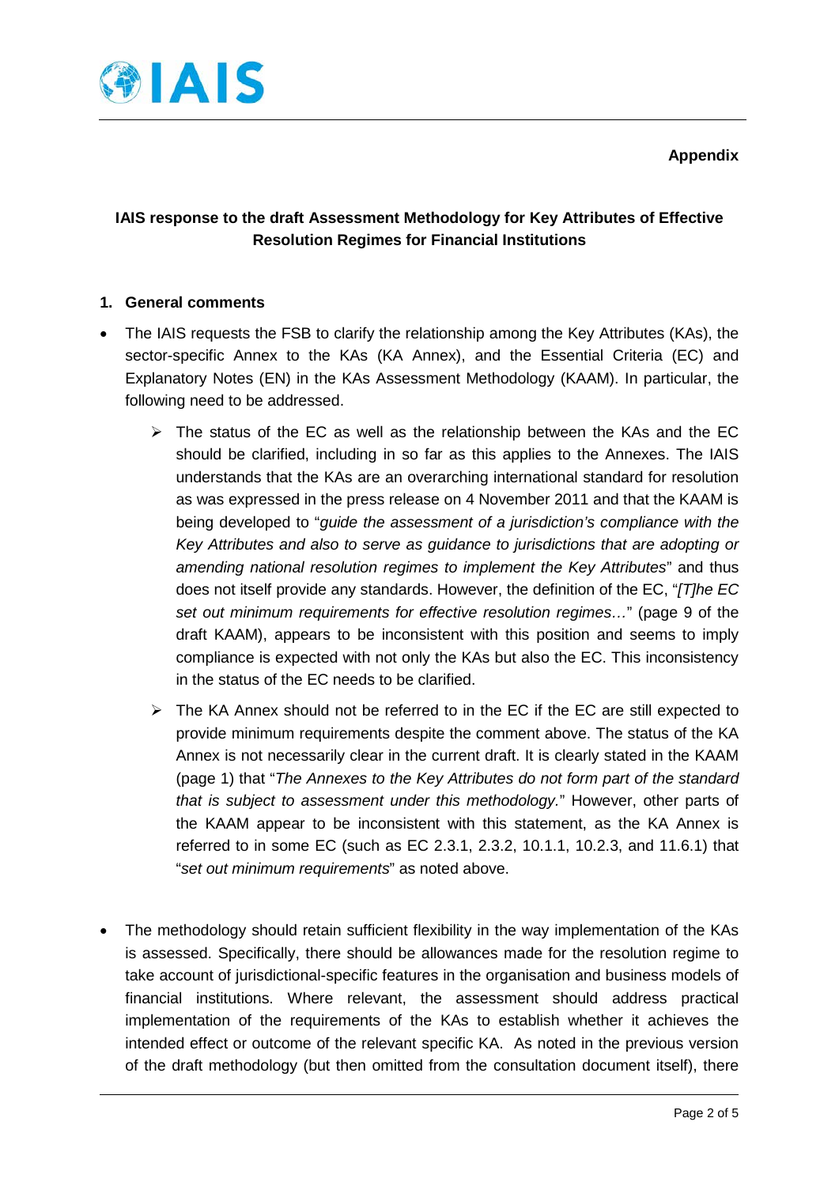**Appendix**

**IAIS response to the draft Assessment Methodology for Key Attributes of Effective Resolution Regimes for Financial Institutions**

## 1. General comments

- The IAIS requests the FSB to clarify the relationship among the Key Attributes (KAs), the sector-specific Annex to the KAs (KA Annex), and the Essential Criteria (EC) and Explanatory Notes (EN) in the KAs Assessment Methodology (KAAM). In particular, the following need to be addressed.
  - The status of the EC as well as the relationship between the KAs and the EC should be clarified, including in so far as this applies to the Annexes. The IAIS understands that the KAs are an overarching international standard for resolution as was expressed in the press release on 4 November 2011 and that the KAAM is being developed to "*guide the assessment of a jurisdiction's compliance with the Key Attributes and also to serve as guidance to jurisdictions that are adopting or amending national resolution regimes to implement the Key Attributes*" and thus does not itself provide any standards. However, the definition of the EC, "*[T]he EC set out minimum requirements for effective resolution regimes…*" (page 9 of the draft KAAM), appears to be inconsistent with this position and seems to imply compliance is expected with not only the KAs but also the EC. This inconsistency in the status of the EC needs to be clarified.
  - The KA Annex should not be referred to in the EC if the EC are still expected to provide minimum requirements despite the comment above. The status of the KA Annex is not necessarily clear in the current draft. It is clearly stated in the KAAM (page 1) that "*The Annexes to the Key Attributes do not form part of the standard that is subject to assessment under this methodology.*" However, other parts of the KAAM appear to be inconsistent with this statement, as the KA Annex is referred to in some EC (such as EC 2.3.1, 2.3.2, 10.1.1, 10.2.3, and 11.6.1) that "*set out minimum requirements*" as noted above.

- The methodology should retain sufficient flexibility in the way implementation of the KAs is assessed. Specifically, there should be allowances made for the resolution regime to take account of jurisdictional-specific features in the organisation and business models of financial institutions. Where relevant, the assessment should address practical implementation of the requirements of the KAs to establish whether it achieves the intended effect or outcome of the relevant specific KA. As noted in the previous version of the draft methodology (but then omitted from the consultation document itself), there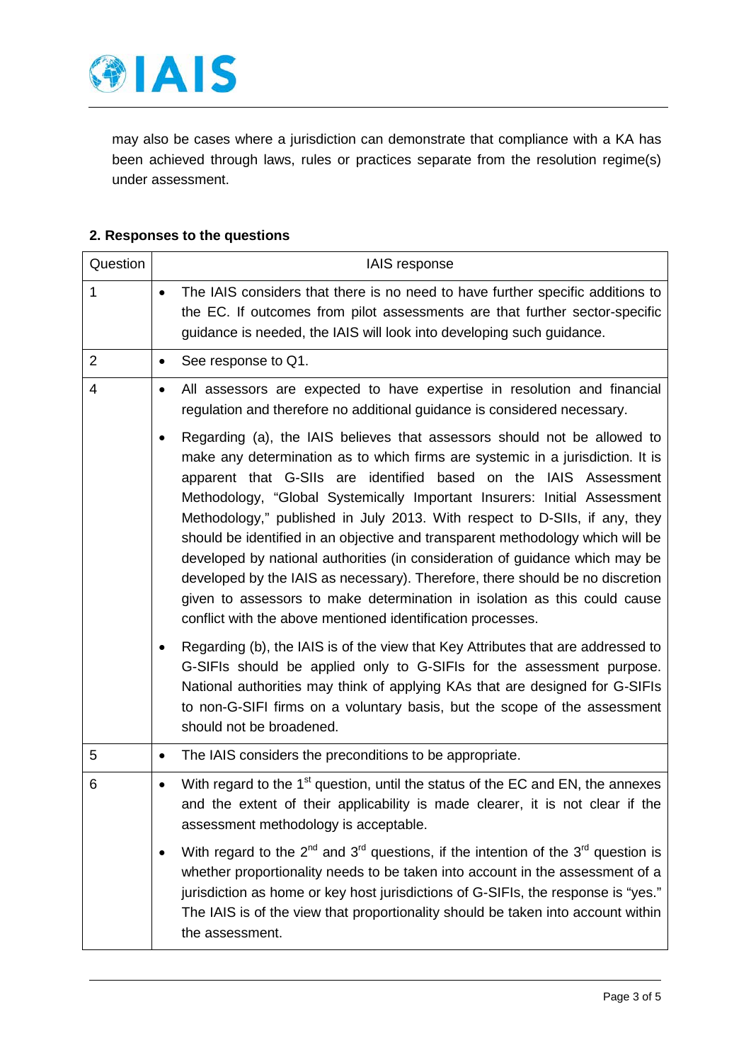may also be cases where a jurisdiction can demonstrate that compliance with a KA has been achieved through laws, rules or practices separate from the resolution regime(s) under assessment.

## 2. Responses to the questions

| Question | IAIS response |
|---|---|
| 1 | • The IAIS considers that there is no need to have further specific additions to the EC. If outcomes from pilot assessments are that further sector-specific guidance is needed, the IAIS will look into developing such guidance. |
| 2 | • See response to Q1. |
| 4 | • All assessors are expected to have expertise in resolution and financial regulation and therefore no additional guidance is considered necessary.<br>• Regarding (a), the IAIS believes that assessors should not be allowed to make any determination as to which firms are systemic in a jurisdiction. It is apparent that G-SIIs are identified based on the IAIS Assessment Methodology, "Global Systemically Important Insurers: Initial Assessment Methodology," published in July 2013. With respect to D-SIIs, if any, they should be identified in an objective and transparent methodology which will be developed by national authorities (in consideration of guidance which may be developed by the IAIS as necessary). Therefore, there should be no discretion given to assessors to make determination in isolation as this could cause conflict with the above mentioned identification processes.<br>• Regarding (b), the IAIS is of the view that Key Attributes that are addressed to G-SIFIs should be applied only to G-SIFIs for the assessment purpose. National authorities may think of applying KAs that are designed for G-SIFIs to non-G-SIFI firms on a voluntary basis, but the scope of the assessment should not be broadened. |
| 5 | • The IAIS considers the preconditions to be appropriate. |
| 6 | • With regard to the 1st question, until the status of the EC and EN, the annexes and the extent of their applicability is made clearer, it is not clear if the assessment methodology is acceptable.<br>• With regard to the 2nd and 3rd questions, if the intention of the 3rd question is whether proportionality needs to be taken into account in the assessment of a jurisdiction as home or key host jurisdictions of G-SIFIs, the response is "yes." The IAIS is of the view that proportionality should be taken into account within the assessment. |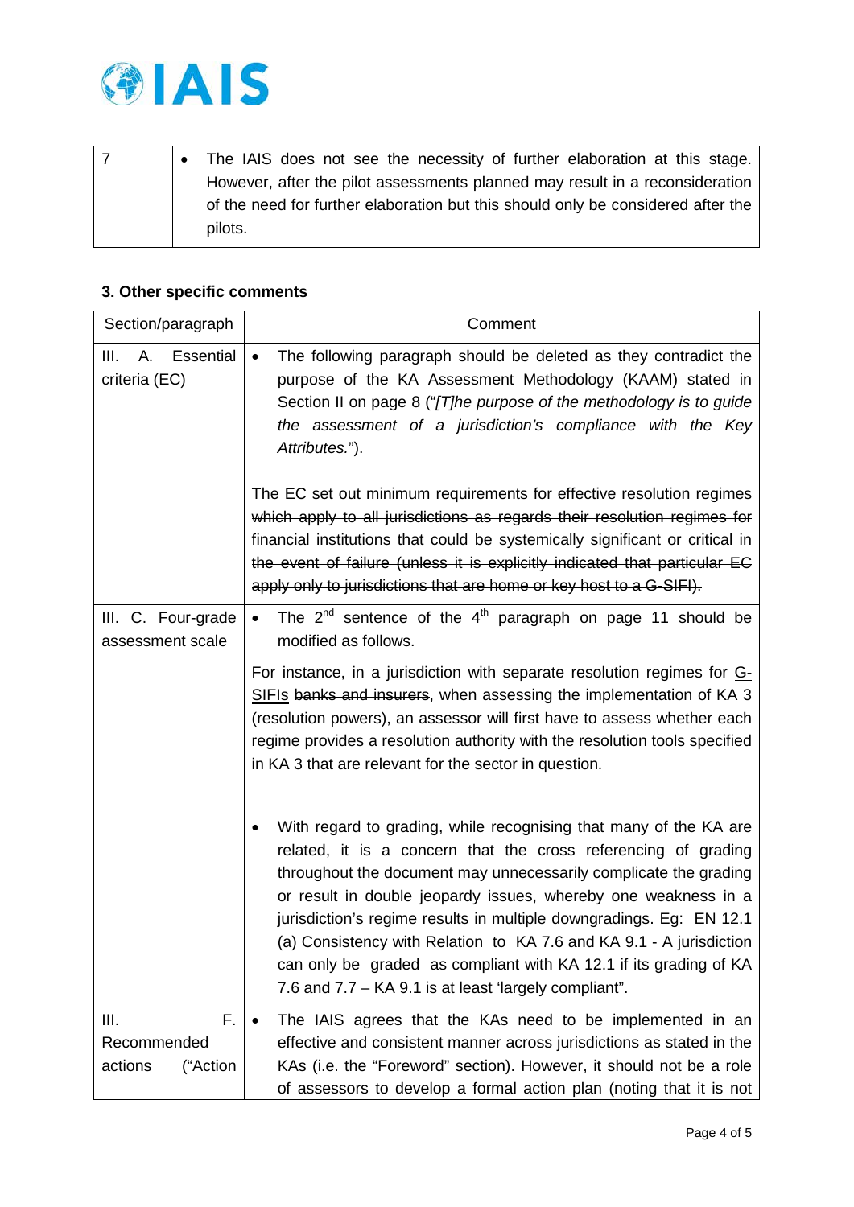| 7 | • The IAIS does not see the necessity of further elaboration at this stage. However, after the pilot assessments planned may result in a reconsideration of the need for further elaboration but this should only be considered after the pilots. |
|---|---|

### 3. Other specific comments

| Section/paragraph | Comment |
|---|---|
| III. A. Essential criteria (EC) | • The following paragraph should be deleted as they contradict the purpose of the KA Assessment Methodology (KAAM) stated in Section II on page 8 ("*[T]he purpose of the methodology is to guide the assessment of a jurisdiction's compliance with the Key Attributes.*").<br><br>~~The EC set out minimum requirements for effective resolution regimes which apply to all jurisdictions as regards their resolution regimes for financial institutions that could be systemically significant or critical in the event of failure (unless it is explicitly indicated that particular EC apply only to jurisdictions that are home or key host to a G-SIFI).~~ |
| III. C. Four-grade assessment scale | • The 2nd sentence of the 4th paragraph on page 11 should be modified as follows.<br><br>For instance, in a jurisdiction with separate resolution regimes for <u>G-SIFIs</u> ~~banks and insurers~~, when assessing the implementation of KA 3 (resolution powers), an assessor will first have to assess whether each regime provides a resolution authority with the resolution tools specified in KA 3 that are relevant for the sector in question.<br><br>• With regard to grading, while recognising that many of the KA are related, it is a concern that the cross referencing of grading throughout the document may unnecessarily complicate the grading or result in double jeopardy issues, whereby one weakness in a jurisdiction's regime results in multiple downgradings. Eg: EN 12.1 (a) Consistency with Relation to KA 7.6 and KA 9.1 - A jurisdiction can only be graded as compliant with KA 12.1 if its grading of KA 7.6 and 7.7 – KA 9.1 is at least 'largely compliant". |
| III. F. Recommended actions ("Action | • The IAIS agrees that the KAs need to be implemented in an effective and consistent manner across jurisdictions as stated in the KAs (i.e. the "Foreword" section). However, it should not be a role of assessors to develop a formal action plan (noting that it is not |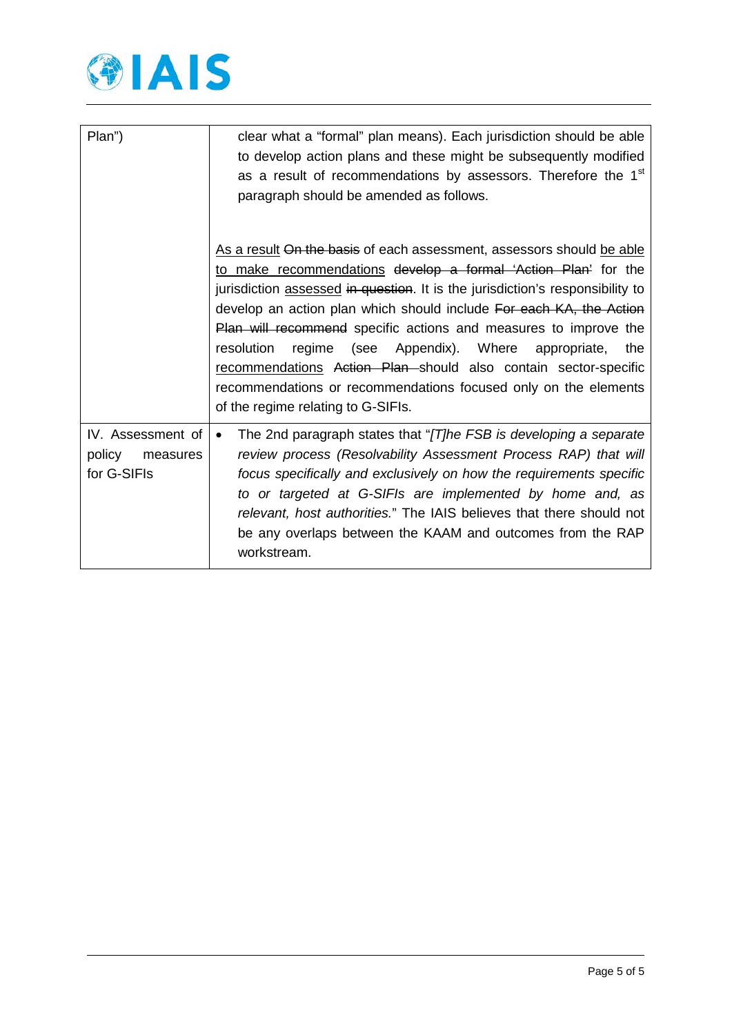| | |
|---|---|
| Plan") | clear what a "formal" plan means). Each jurisdiction should be able to develop action plans and these might be subsequently modified as a result of recommendations by assessors. Therefore the 1st paragraph should be amended as follows.<br><br>As a result ~~On the basis~~ of each assessment, assessors should be able to make recommendations ~~develop a formal 'Action Plan'~~ for the jurisdiction assessed ~~in question~~. It is the jurisdiction's responsibility to develop an action plan which should include ~~For each KA, the Action Plan will recommend~~ specific actions and measures to improve the resolution regime (see Appendix). Where appropriate, the recommendations ~~Action Plan~~ should also contain sector-specific recommendations or recommendations focused only on the elements of the regime relating to G-SIFIs. |
| IV. Assessment of policy measures for G-SIFIs | • The 2nd paragraph states that "*[T]he FSB is developing a separate review process (Resolvability Assessment Process RAP) that will focus specifically and exclusively on how the requirements specific to or targeted at G-SIFIs are implemented by home and, as relevant, host authorities.*" The IAIS believes that there should not be any overlaps between the KAAM and outcomes from the RAP workstream. |